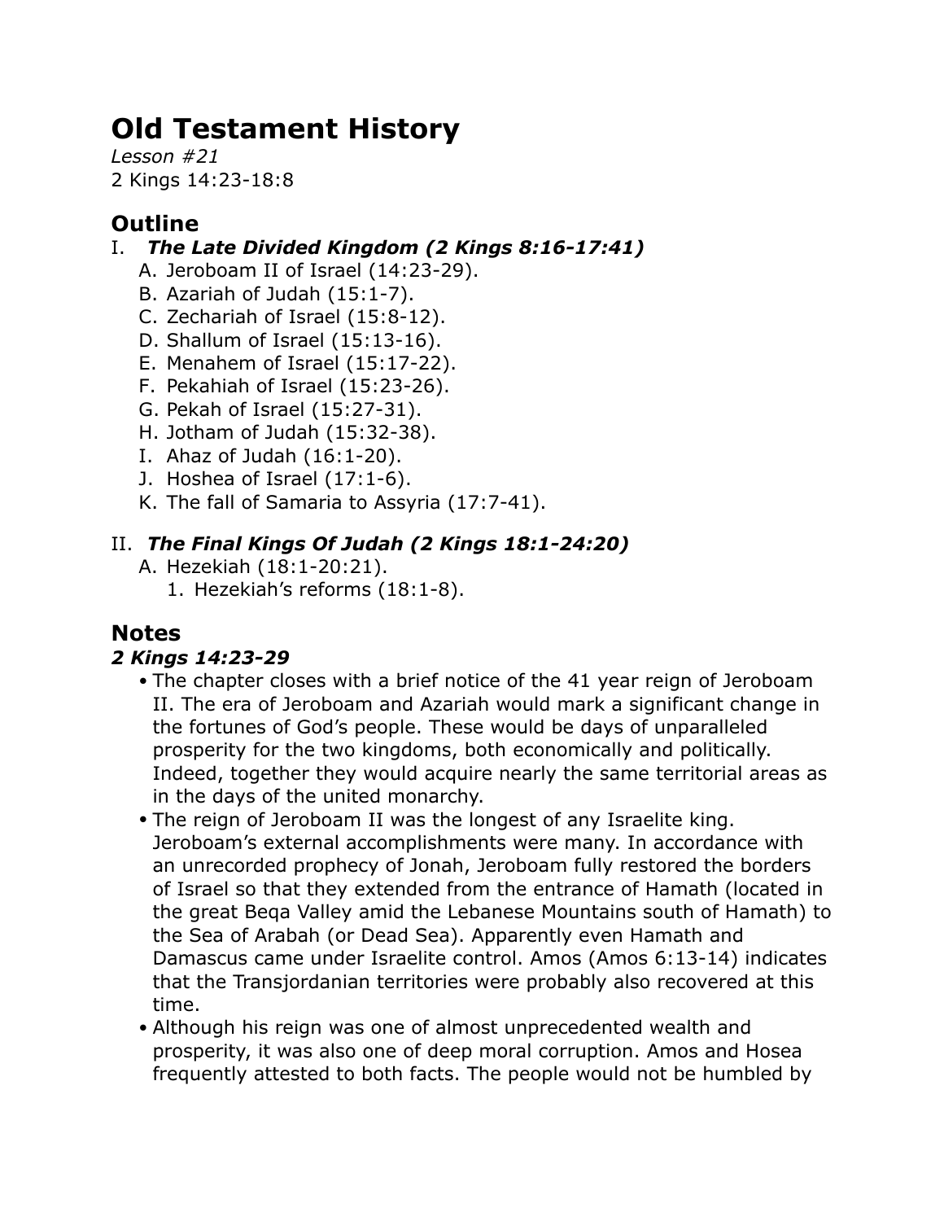# Old Testament History

*Lesson #21*
2 Kings 14:23-18:8

## Outline

I. ***The Late Divided Kingdom (2 Kings 8:16-17:41)***
   A. Jeroboam II of Israel (14:23-29).
   B. Azariah of Judah (15:1-7).
   C. Zechariah of Israel (15:8-12).
   D. Shallum of Israel (15:13-16).
   E. Menahem of Israel (15:17-22).
   F. Pekahiah of Israel (15:23-26).
   G. Pekah of Israel (15:27-31).
   H. Jotham of Judah (15:32-38).
   I. Ahaz of Judah (16:1-20).
   J. Hoshea of Israel (17:1-6).
   K. The fall of Samaria to Assyria (17:7-41).

II. ***The Final Kings Of Judah (2 Kings 18:1-24:20)***
   A. Hezekiah (18:1-20:21).
      1. Hezekiah's reforms (18:1-8).

## Notes

### *2 Kings 14:23-29*

- The chapter closes with a brief notice of the 41 year reign of Jeroboam II. The era of Jeroboam and Azariah would mark a significant change in the fortunes of God's people. These would be days of unparalleled prosperity for the two kingdoms, both economically and politically. Indeed, together they would acquire nearly the same territorial areas as in the days of the united monarchy.
- The reign of Jeroboam II was the longest of any Israelite king. Jeroboam's external accomplishments were many. In accordance with an unrecorded prophecy of Jonah, Jeroboam fully restored the borders of Israel so that they extended from the entrance of Hamath (located in the great Beqa Valley amid the Lebanese Mountains south of Hamath) to the Sea of Arabah (or Dead Sea). Apparently even Hamath and Damascus came under Israelite control. Amos (Amos 6:13-14) indicates that the Transjordanian territories were probably also recovered at this time.
- Although his reign was one of almost unprecedented wealth and prosperity, it was also one of deep moral corruption. Amos and Hosea frequently attested to both facts. The people would not be humbled by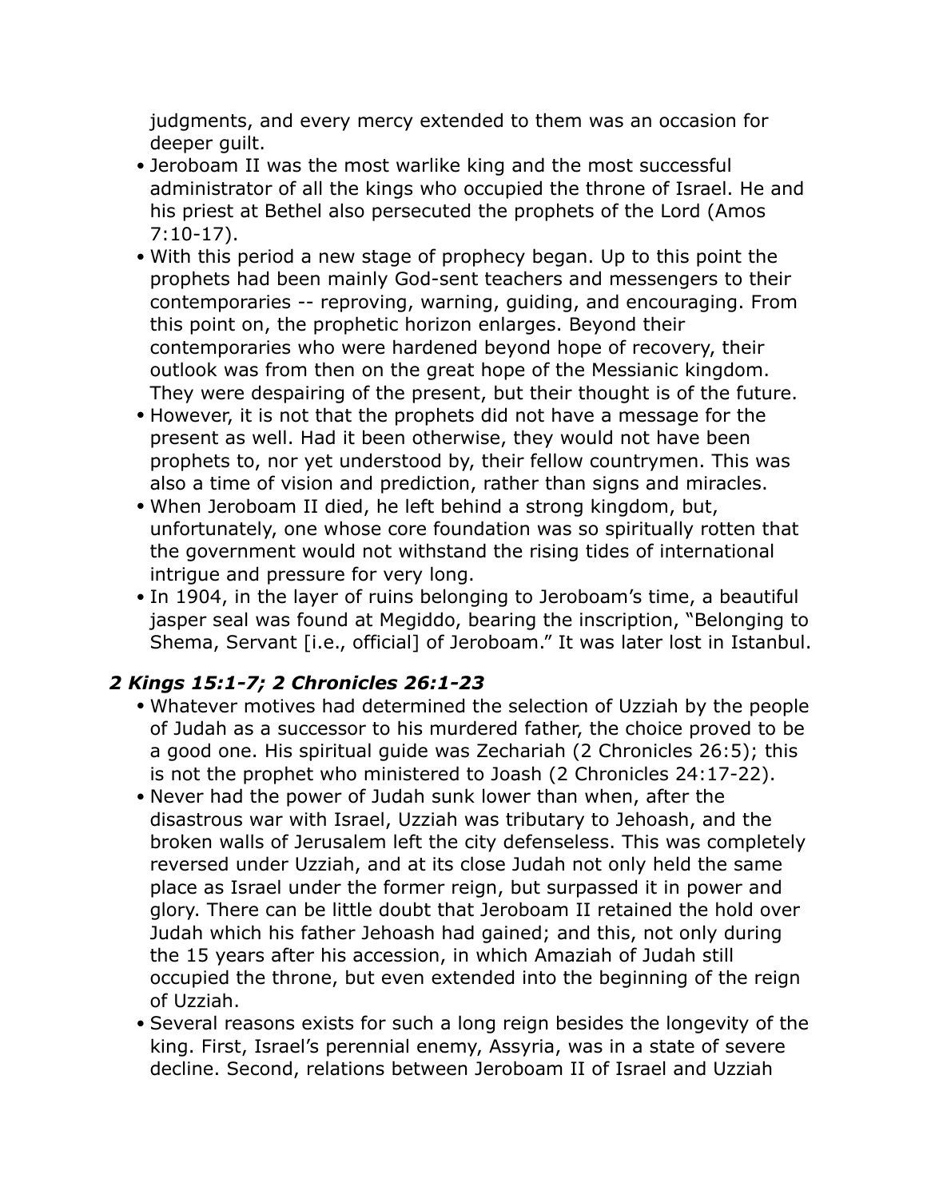judgments, and every mercy extended to them was an occasion for deeper guilt.

- Jeroboam II was the most warlike king and the most successful administrator of all the kings who occupied the throne of Israel. He and his priest at Bethel also persecuted the prophets of the Lord (Amos 7:10-17).
- With this period a new stage of prophecy began. Up to this point the prophets had been mainly God-sent teachers and messengers to their contemporaries -- reproving, warning, guiding, and encouraging. From this point on, the prophetic horizon enlarges. Beyond their contemporaries who were hardened beyond hope of recovery, their outlook was from then on the great hope of the Messianic kingdom. They were despairing of the present, but their thought is of the future.
- However, it is not that the prophets did not have a message for the present as well. Had it been otherwise, they would not have been prophets to, nor yet understood by, their fellow countrymen. This was also a time of vision and prediction, rather than signs and miracles.
- When Jeroboam II died, he left behind a strong kingdom, but, unfortunately, one whose core foundation was so spiritually rotten that the government would not withstand the rising tides of international intrigue and pressure for very long.
- In 1904, in the layer of ruins belonging to Jeroboam's time, a beautiful jasper seal was found at Megiddo, bearing the inscription, "Belonging to Shema, Servant [i.e., official] of Jeroboam." It was later lost in Istanbul.

### *2 Kings 15:1-7; 2 Chronicles 26:1-23*

- Whatever motives had determined the selection of Uzziah by the people of Judah as a successor to his murdered father, the choice proved to be a good one. His spiritual guide was Zechariah (2 Chronicles 26:5); this is not the prophet who ministered to Joash (2 Chronicles 24:17-22).
- Never had the power of Judah sunk lower than when, after the disastrous war with Israel, Uzziah was tributary to Jehoash, and the broken walls of Jerusalem left the city defenseless. This was completely reversed under Uzziah, and at its close Judah not only held the same place as Israel under the former reign, but surpassed it in power and glory. There can be little doubt that Jeroboam II retained the hold over Judah which his father Jehoash had gained; and this, not only during the 15 years after his accession, in which Amaziah of Judah still occupied the throne, but even extended into the beginning of the reign of Uzziah.
- Several reasons exists for such a long reign besides the longevity of the king. First, Israel's perennial enemy, Assyria, was in a state of severe decline. Second, relations between Jeroboam II of Israel and Uzziah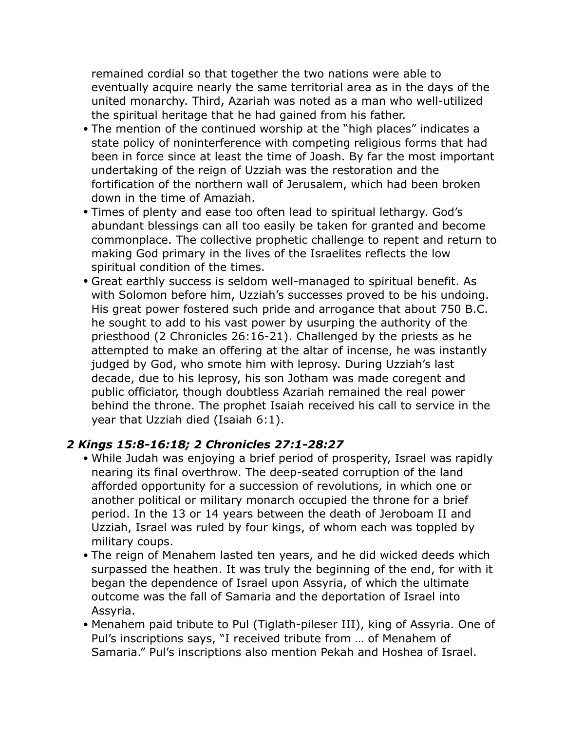remained cordial so that together the two nations were able to eventually acquire nearly the same territorial area as in the days of the united monarchy. Third, Azariah was noted as a man who well-utilized the spiritual heritage that he had gained from his father.

- The mention of the continued worship at the "high places" indicates a state policy of noninterference with competing religious forms that had been in force since at least the time of Joash. By far the most important undertaking of the reign of Uzziah was the restoration and the fortification of the northern wall of Jerusalem, which had been broken down in the time of Amaziah.
- Times of plenty and ease too often lead to spiritual lethargy. God's abundant blessings can all too easily be taken for granted and become commonplace. The collective prophetic challenge to repent and return to making God primary in the lives of the Israelites reflects the low spiritual condition of the times.
- Great earthly success is seldom well-managed to spiritual benefit. As with Solomon before him, Uzziah's successes proved to be his undoing. His great power fostered such pride and arrogance that about 750 B.C. he sought to add to his vast power by usurping the authority of the priesthood (2 Chronicles 26:16-21). Challenged by the priests as he attempted to make an offering at the altar of incense, he was instantly judged by God, who smote him with leprosy. During Uzziah's last decade, due to his leprosy, his son Jotham was made coregent and public officiator, though doubtless Azariah remained the real power behind the throne. The prophet Isaiah received his call to service in the year that Uzziah died (Isaiah 6:1).

### *2 Kings 15:8-16:18; 2 Chronicles 27:1-28:27*

- While Judah was enjoying a brief period of prosperity, Israel was rapidly nearing its final overthrow. The deep-seated corruption of the land afforded opportunity for a succession of revolutions, in which one or another political or military monarch occupied the throne for a brief period. In the 13 or 14 years between the death of Jeroboam II and Uzziah, Israel was ruled by four kings, of whom each was toppled by military coups.
- The reign of Menahem lasted ten years, and he did wicked deeds which surpassed the heathen. It was truly the beginning of the end, for with it began the dependence of Israel upon Assyria, of which the ultimate outcome was the fall of Samaria and the deportation of Israel into Assyria.
- Menahem paid tribute to Pul (Tiglath-pileser III), king of Assyria. One of Pul's inscriptions says, "I received tribute from … of Menahem of Samaria." Pul's inscriptions also mention Pekah and Hoshea of Israel.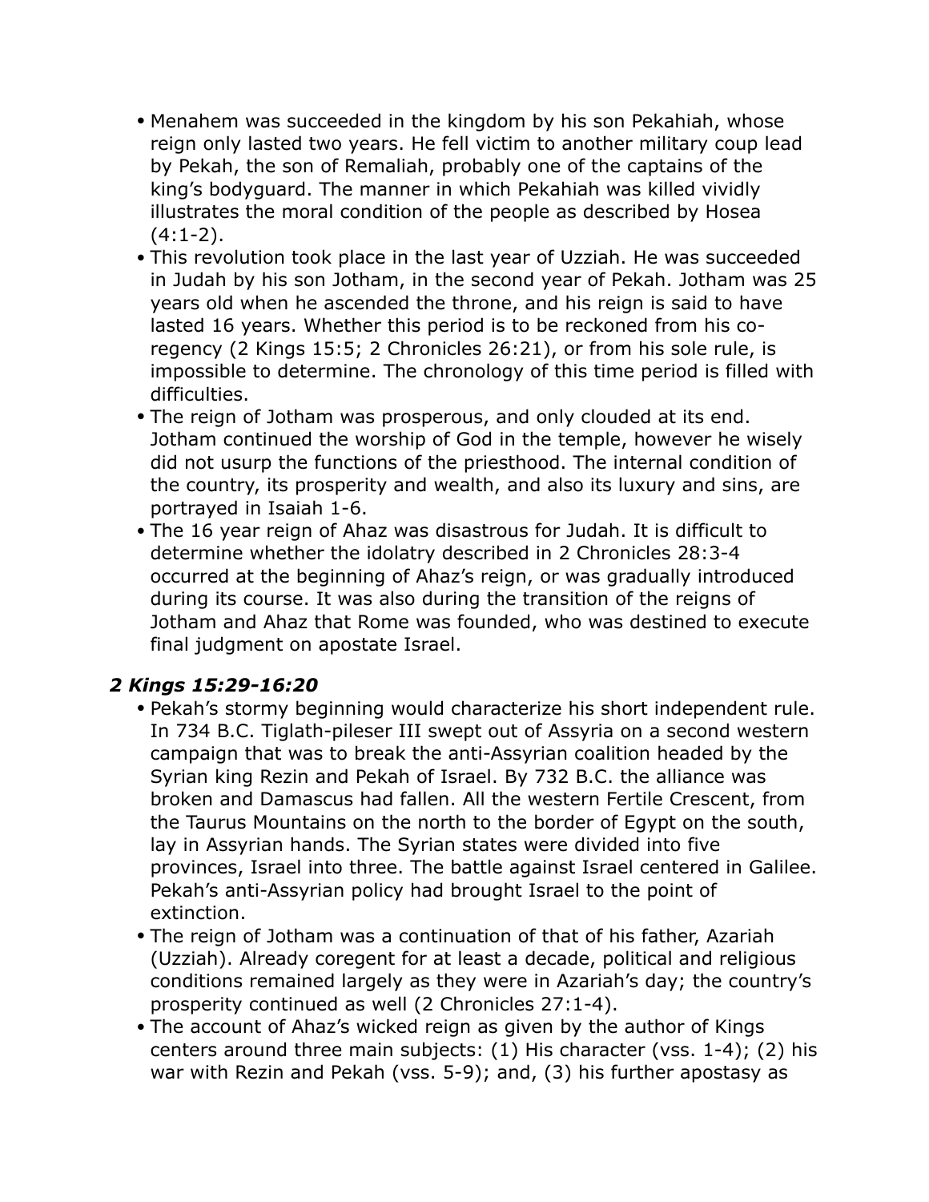- Menahem was succeeded in the kingdom by his son Pekahiah, whose reign only lasted two years. He fell victim to another military coup lead by Pekah, the son of Remaliah, probably one of the captains of the king's bodyguard. The manner in which Pekahiah was killed vividly illustrates the moral condition of the people as described by Hosea (4:1-2).
- This revolution took place in the last year of Uzziah. He was succeeded in Judah by his son Jotham, in the second year of Pekah. Jotham was 25 years old when he ascended the throne, and his reign is said to have lasted 16 years. Whether this period is to be reckoned from his co-regency (2 Kings 15:5; 2 Chronicles 26:21), or from his sole rule, is impossible to determine. The chronology of this time period is filled with difficulties.
- The reign of Jotham was prosperous, and only clouded at its end. Jotham continued the worship of God in the temple, however he wisely did not usurp the functions of the priesthood. The internal condition of the country, its prosperity and wealth, and also its luxury and sins, are portrayed in Isaiah 1-6.
- The 16 year reign of Ahaz was disastrous for Judah. It is difficult to determine whether the idolatry described in 2 Chronicles 28:3-4 occurred at the beginning of Ahaz's reign, or was gradually introduced during its course. It was also during the transition of the reigns of Jotham and Ahaz that Rome was founded, who was destined to execute final judgment on apostate Israel.

### *2 Kings 15:29-16:20*

- Pekah's stormy beginning would characterize his short independent rule. In 734 B.C. Tiglath-pileser III swept out of Assyria on a second western campaign that was to break the anti-Assyrian coalition headed by the Syrian king Rezin and Pekah of Israel. By 732 B.C. the alliance was broken and Damascus had fallen. All the western Fertile Crescent, from the Taurus Mountains on the north to the border of Egypt on the south, lay in Assyrian hands. The Syrian states were divided into five provinces, Israel into three. The battle against Israel centered in Galilee. Pekah's anti-Assyrian policy had brought Israel to the point of extinction.
- The reign of Jotham was a continuation of that of his father, Azariah (Uzziah). Already coregent for at least a decade, political and religious conditions remained largely as they were in Azariah's day; the country's prosperity continued as well (2 Chronicles 27:1-4).
- The account of Ahaz's wicked reign as given by the author of Kings centers around three main subjects: (1) His character (vss. 1-4); (2) his war with Rezin and Pekah (vss. 5-9); and, (3) his further apostasy as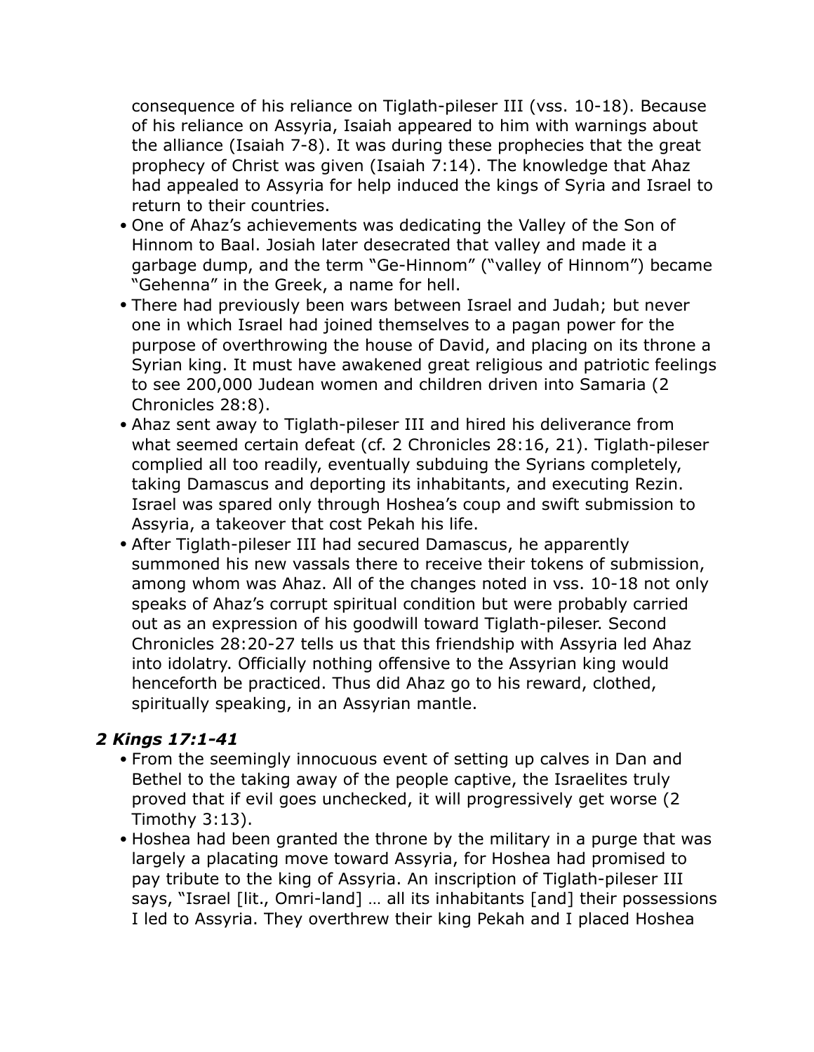consequence of his reliance on Tiglath-pileser III (vss. 10-18). Because of his reliance on Assyria, Isaiah appeared to him with warnings about the alliance (Isaiah 7-8). It was during these prophecies that the great prophecy of Christ was given (Isaiah 7:14). The knowledge that Ahaz had appealed to Assyria for help induced the kings of Syria and Israel to return to their countries.

- One of Ahaz's achievements was dedicating the Valley of the Son of Hinnom to Baal. Josiah later desecrated that valley and made it a garbage dump, and the term "Ge-Hinnom" ("valley of Hinnom") became "Gehenna" in the Greek, a name for hell.
- There had previously been wars between Israel and Judah; but never one in which Israel had joined themselves to a pagan power for the purpose of overthrowing the house of David, and placing on its throne a Syrian king. It must have awakened great religious and patriotic feelings to see 200,000 Judean women and children driven into Samaria (2 Chronicles 28:8).
- Ahaz sent away to Tiglath-pileser III and hired his deliverance from what seemed certain defeat (cf. 2 Chronicles 28:16, 21). Tiglath-pileser complied all too readily, eventually subduing the Syrians completely, taking Damascus and deporting its inhabitants, and executing Rezin. Israel was spared only through Hoshea's coup and swift submission to Assyria, a takeover that cost Pekah his life.
- After Tiglath-pileser III had secured Damascus, he apparently summoned his new vassals there to receive their tokens of submission, among whom was Ahaz. All of the changes noted in vss. 10-18 not only speaks of Ahaz's corrupt spiritual condition but were probably carried out as an expression of his goodwill toward Tiglath-pileser. Second Chronicles 28:20-27 tells us that this friendship with Assyria led Ahaz into idolatry. Officially nothing offensive to the Assyrian king would henceforth be practiced. Thus did Ahaz go to his reward, clothed, spiritually speaking, in an Assyrian mantle.

### *2 Kings 17:1-41*

- From the seemingly innocuous event of setting up calves in Dan and Bethel to the taking away of the people captive, the Israelites truly proved that if evil goes unchecked, it will progressively get worse (2 Timothy 3:13).
- Hoshea had been granted the throne by the military in a purge that was largely a placating move toward Assyria, for Hoshea had promised to pay tribute to the king of Assyria. An inscription of Tiglath-pileser III says, "Israel [lit., Omri-land] … all its inhabitants [and] their possessions I led to Assyria. They overthrew their king Pekah and I placed Hoshea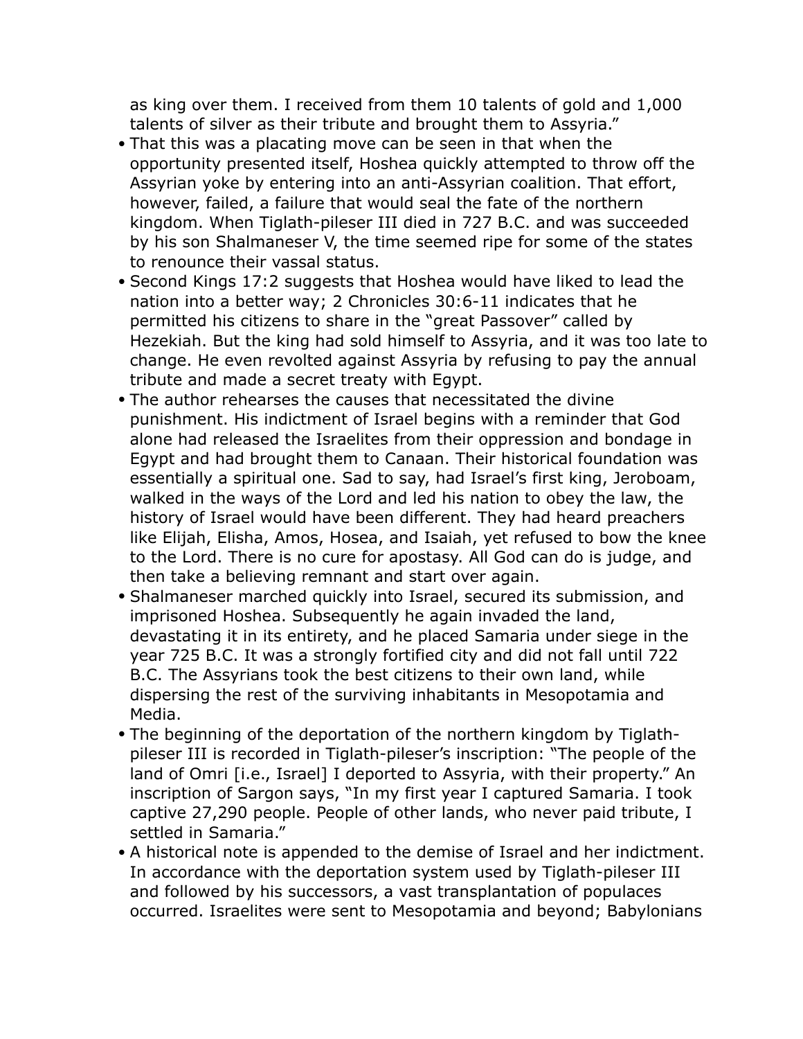as king over them. I received from them 10 talents of gold and 1,000 talents of silver as their tribute and brought them to Assyria."

- That this was a placating move can be seen in that when the opportunity presented itself, Hoshea quickly attempted to throw off the Assyrian yoke by entering into an anti-Assyrian coalition. That effort, however, failed, a failure that would seal the fate of the northern kingdom. When Tiglath-pileser III died in 727 B.C. and was succeeded by his son Shalmaneser V, the time seemed ripe for some of the states to renounce their vassal status.
- Second Kings 17:2 suggests that Hoshea would have liked to lead the nation into a better way; 2 Chronicles 30:6-11 indicates that he permitted his citizens to share in the "great Passover" called by Hezekiah. But the king had sold himself to Assyria, and it was too late to change. He even revolted against Assyria by refusing to pay the annual tribute and made a secret treaty with Egypt.
- The author rehearses the causes that necessitated the divine punishment. His indictment of Israel begins with a reminder that God alone had released the Israelites from their oppression and bondage in Egypt and had brought them to Canaan. Their historical foundation was essentially a spiritual one. Sad to say, had Israel's first king, Jeroboam, walked in the ways of the Lord and led his nation to obey the law, the history of Israel would have been different. They had heard preachers like Elijah, Elisha, Amos, Hosea, and Isaiah, yet refused to bow the knee to the Lord. There is no cure for apostasy. All God can do is judge, and then take a believing remnant and start over again.
- Shalmaneser marched quickly into Israel, secured its submission, and imprisoned Hoshea. Subsequently he again invaded the land, devastating it in its entirety, and he placed Samaria under siege in the year 725 B.C. It was a strongly fortified city and did not fall until 722 B.C. The Assyrians took the best citizens to their own land, while dispersing the rest of the surviving inhabitants in Mesopotamia and Media.
- The beginning of the deportation of the northern kingdom by Tiglath-pileser III is recorded in Tiglath-pileser's inscription: "The people of the land of Omri [i.e., Israel] I deported to Assyria, with their property." An inscription of Sargon says, "In my first year I captured Samaria. I took captive 27,290 people. People of other lands, who never paid tribute, I settled in Samaria."
- A historical note is appended to the demise of Israel and her indictment. In accordance with the deportation system used by Tiglath-pileser III and followed by his successors, a vast transplantation of populaces occurred. Israelites were sent to Mesopotamia and beyond; Babylonians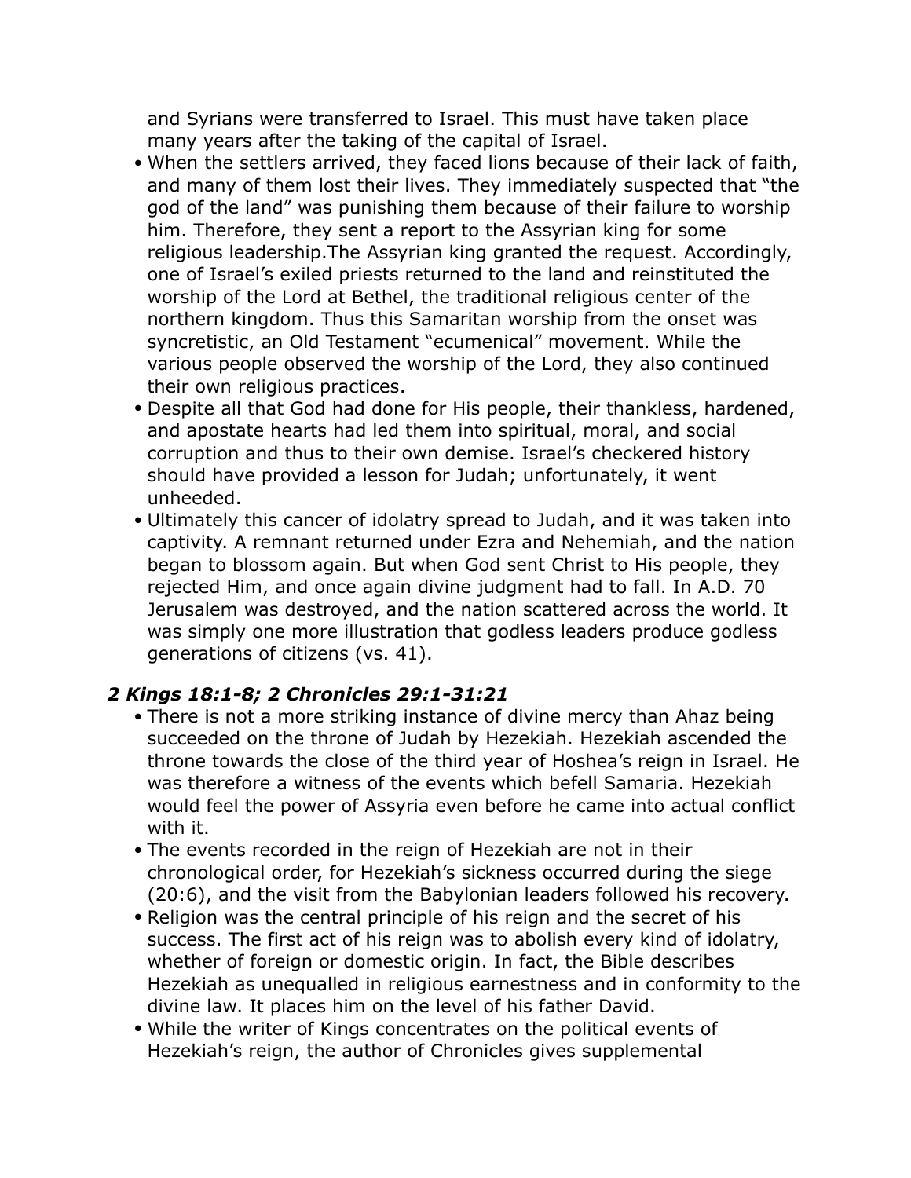and Syrians were transferred to Israel. This must have taken place many years after the taking of the capital of Israel.

- When the settlers arrived, they faced lions because of their lack of faith, and many of them lost their lives. They immediately suspected that "the god of the land" was punishing them because of their failure to worship him. Therefore, they sent a report to the Assyrian king for some religious leadership.The Assyrian king granted the request. Accordingly, one of Israel's exiled priests returned to the land and reinstituted the worship of the Lord at Bethel, the traditional religious center of the northern kingdom. Thus this Samaritan worship from the onset was syncretistic, an Old Testament "ecumenical" movement. While the various people observed the worship of the Lord, they also continued their own religious practices.
- Despite all that God had done for His people, their thankless, hardened, and apostate hearts had led them into spiritual, moral, and social corruption and thus to their own demise. Israel's checkered history should have provided a lesson for Judah; unfortunately, it went unheeded.
- Ultimately this cancer of idolatry spread to Judah, and it was taken into captivity. A remnant returned under Ezra and Nehemiah, and the nation began to blossom again. But when God sent Christ to His people, they rejected Him, and once again divine judgment had to fall. In A.D. 70 Jerusalem was destroyed, and the nation scattered across the world. It was simply one more illustration that godless leaders produce godless generations of citizens (vs. 41).

### *2 Kings 18:1-8; 2 Chronicles 29:1-31:21*

- There is not a more striking instance of divine mercy than Ahaz being succeeded on the throne of Judah by Hezekiah. Hezekiah ascended the throne towards the close of the third year of Hoshea's reign in Israel. He was therefore a witness of the events which befell Samaria. Hezekiah would feel the power of Assyria even before he came into actual conflict with it.
- The events recorded in the reign of Hezekiah are not in their chronological order, for Hezekiah's sickness occurred during the siege (20:6), and the visit from the Babylonian leaders followed his recovery.
- Religion was the central principle of his reign and the secret of his success. The first act of his reign was to abolish every kind of idolatry, whether of foreign or domestic origin. In fact, the Bible describes Hezekiah as unequalled in religious earnestness and in conformity to the divine law. It places him on the level of his father David.
- While the writer of Kings concentrates on the political events of Hezekiah's reign, the author of Chronicles gives supplemental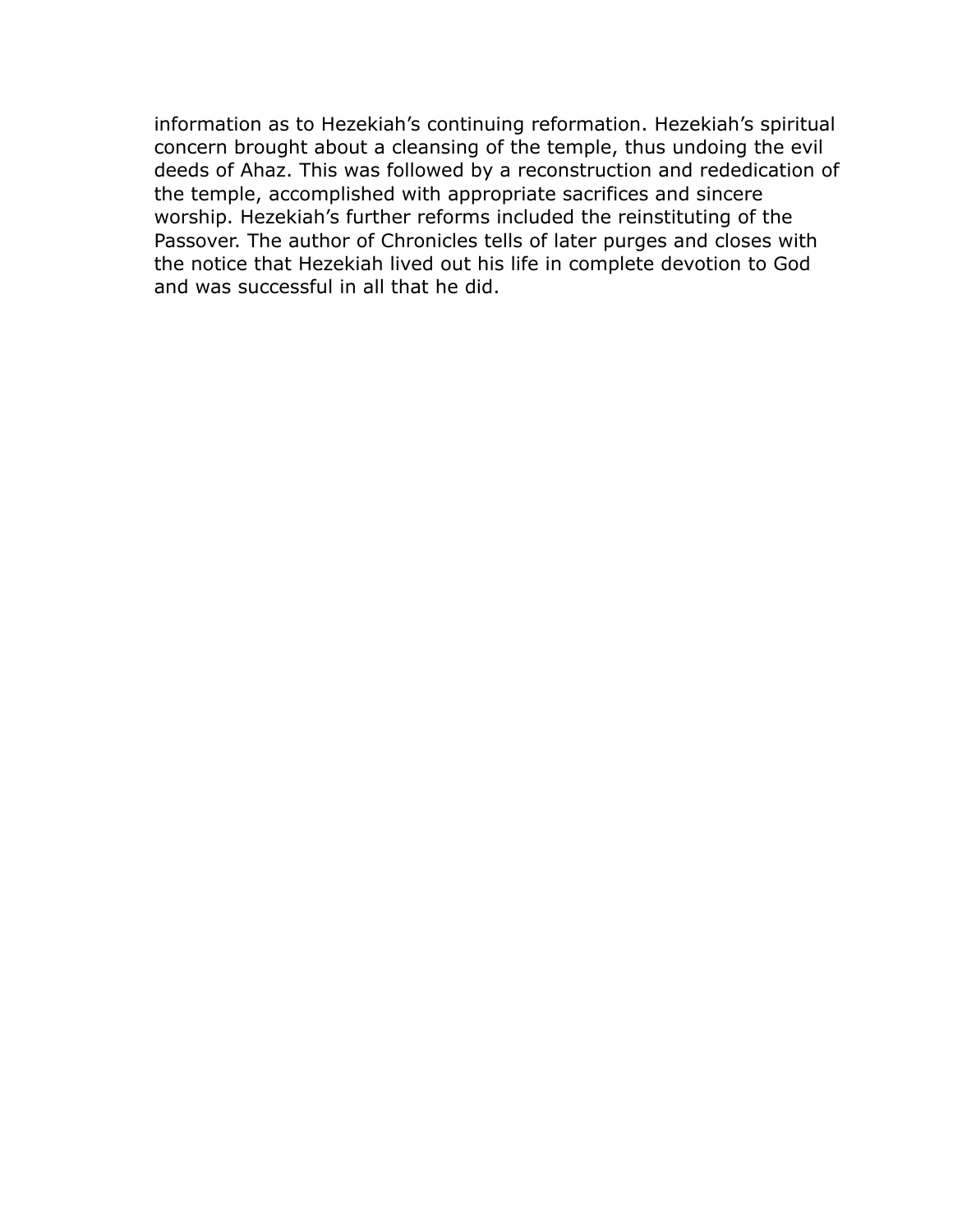information as to Hezekiah’s continuing reformation. Hezekiah’s spiritual concern brought about a cleansing of the temple, thus undoing the evil deeds of Ahaz. This was followed by a reconstruction and rededication of the temple, accomplished with appropriate sacrifices and sincere worship. Hezekiah’s further reforms included the reinstituting of the Passover. The author of Chronicles tells of later purges and closes with the notice that Hezekiah lived out his life in complete devotion to God and was successful in all that he did.